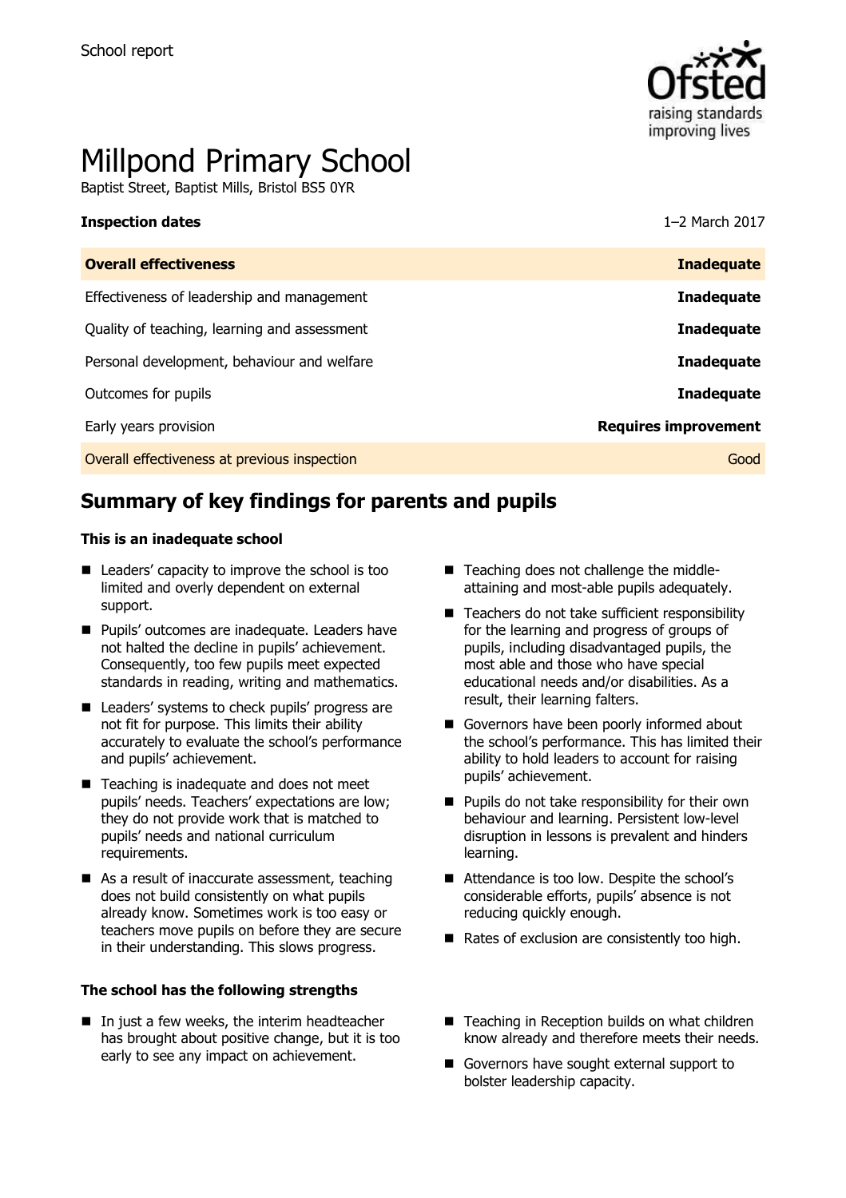School report

# Millpond Primary School

Baptist Street, Baptist Mills, Bristol BS5 0YR

**Inspection dates** 1–2 March 2017

| **Overall effectiveness** | **Inadequate** |
| --- | --- |
| Effectiveness of leadership and management | **Inadequate** |
| Quality of teaching, learning and assessment | **Inadequate** |
| Personal development, behaviour and welfare | **Inadequate** |
| Outcomes for pupils | **Inadequate** |
| Early years provision | **Requires improvement** |
| Overall effectiveness at previous inspection | Good |

## Summary of key findings for parents and pupils

### This is an inadequate school

- Leaders' capacity to improve the school is too limited and overly dependent on external support.
- Pupils' outcomes are inadequate. Leaders have not halted the decline in pupils' achievement. Consequently, too few pupils meet expected standards in reading, writing and mathematics.
- Leaders' systems to check pupils' progress are not fit for purpose. This limits their ability accurately to evaluate the school's performance and pupils' achievement.
- Teaching is inadequate and does not meet pupils' needs. Teachers' expectations are low; they do not provide work that is matched to pupils' needs and national curriculum requirements.
- As a result of inaccurate assessment, teaching does not build consistently on what pupils already know. Sometimes work is too easy or teachers move pupils on before they are secure in their understanding. This slows progress.
- Teaching does not challenge the middle-attaining and most-able pupils adequately.
- Teachers do not take sufficient responsibility for the learning and progress of groups of pupils, including disadvantaged pupils, the most able and those who have special educational needs and/or disabilities. As a result, their learning falters.
- Governors have been poorly informed about the school's performance. This has limited their ability to hold leaders to account for raising pupils' achievement.
- Pupils do not take responsibility for their own behaviour and learning. Persistent low-level disruption in lessons is prevalent and hinders learning.
- Attendance is too low. Despite the school's considerable efforts, pupils' absence is not reducing quickly enough.
- Rates of exclusion are consistently too high.

### The school has the following strengths

- In just a few weeks, the interim headteacher has brought about positive change, but it is too early to see any impact on achievement.
- Teaching in Reception builds on what children know already and therefore meets their needs.
- Governors have sought external support to bolster leadership capacity.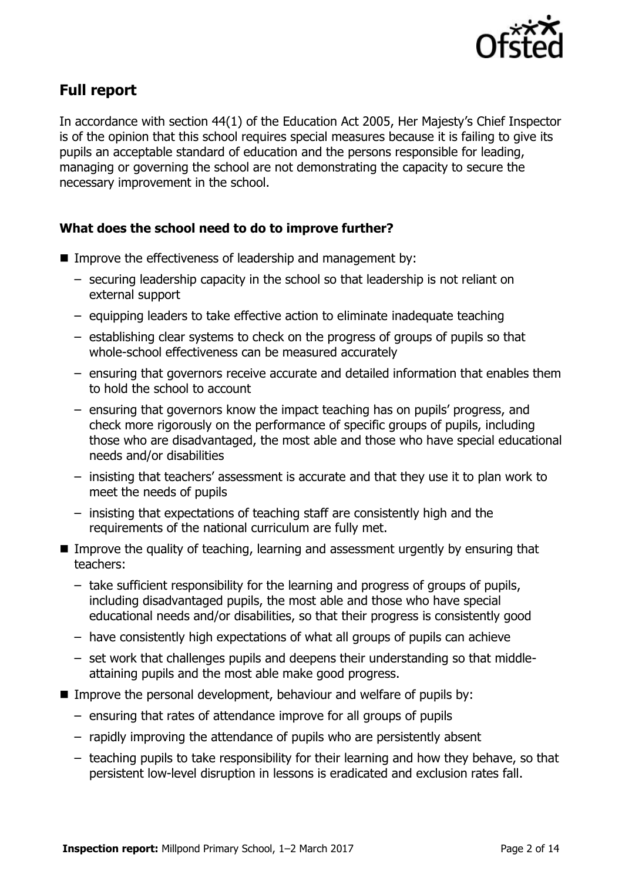## Full report

In accordance with section 44(1) of the Education Act 2005, Her Majesty's Chief Inspector is of the opinion that this school requires special measures because it is failing to give its pupils an acceptable standard of education and the persons responsible for leading, managing or governing the school are not demonstrating the capacity to secure the necessary improvement in the school.

### What does the school need to do to improve further?

- Improve the effectiveness of leadership and management by:
  - securing leadership capacity in the school so that leadership is not reliant on external support
  - equipping leaders to take effective action to eliminate inadequate teaching
  - establishing clear systems to check on the progress of groups of pupils so that whole-school effectiveness can be measured accurately
  - ensuring that governors receive accurate and detailed information that enables them to hold the school to account
  - ensuring that governors know the impact teaching has on pupils' progress, and check more rigorously on the performance of specific groups of pupils, including those who are disadvantaged, the most able and those who have special educational needs and/or disabilities
  - insisting that teachers' assessment is accurate and that they use it to plan work to meet the needs of pupils
  - insisting that expectations of teaching staff are consistently high and the requirements of the national curriculum are fully met.
- Improve the quality of teaching, learning and assessment urgently by ensuring that teachers:
  - take sufficient responsibility for the learning and progress of groups of pupils, including disadvantaged pupils, the most able and those who have special educational needs and/or disabilities, so that their progress is consistently good
  - have consistently high expectations of what all groups of pupils can achieve
  - set work that challenges pupils and deepens their understanding so that middle-attaining pupils and the most able make good progress.
- Improve the personal development, behaviour and welfare of pupils by:
  - ensuring that rates of attendance improve for all groups of pupils
  - rapidly improving the attendance of pupils who are persistently absent
  - teaching pupils to take responsibility for their learning and how they behave, so that persistent low-level disruption in lessons is eradicated and exclusion rates fall.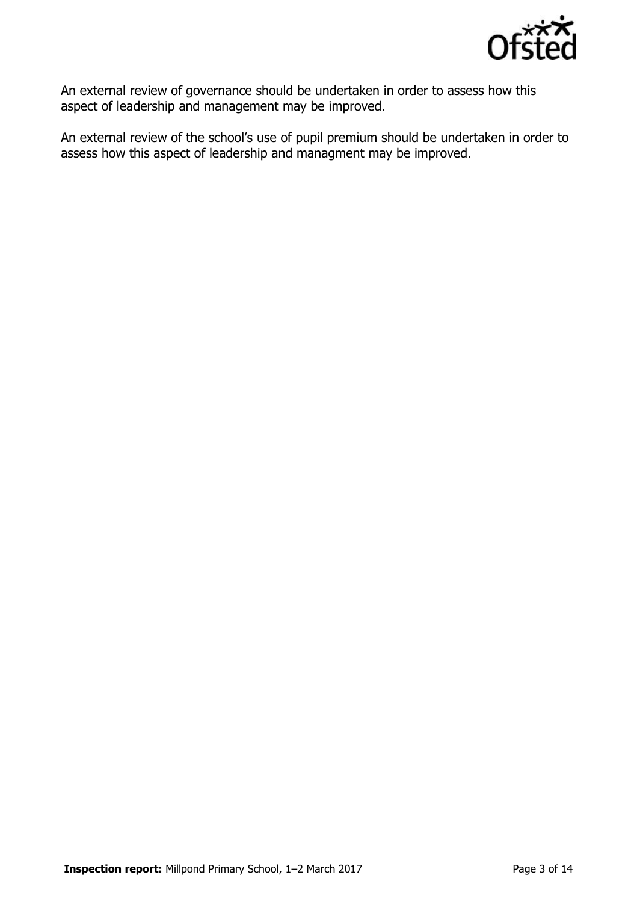An external review of governance should be undertaken in order to assess how this aspect of leadership and management may be improved.

An external review of the school's use of pupil premium should be undertaken in order to assess how this aspect of leadership and managment may be improved.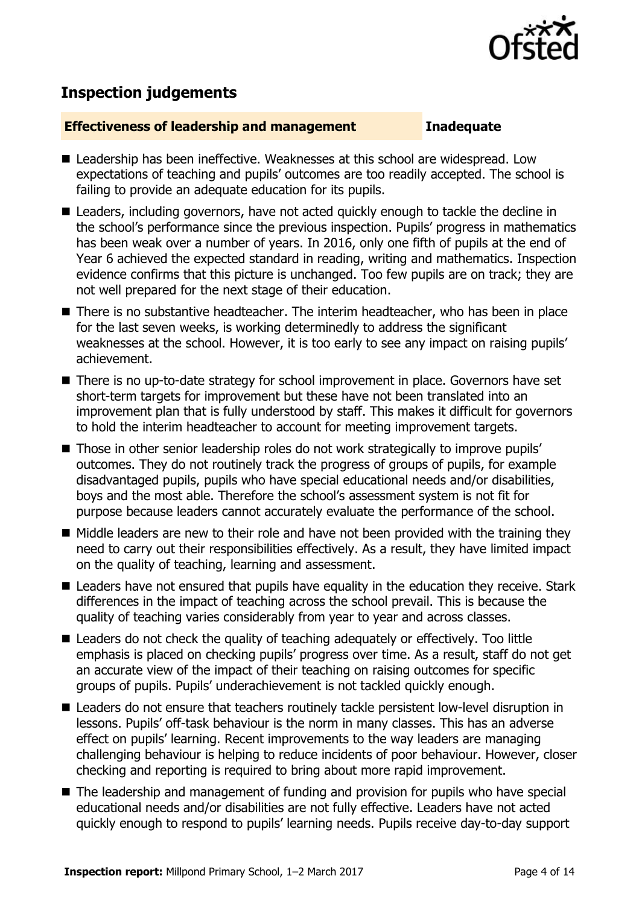## Inspection judgements

| **Effectiveness of leadership and management** | **Inadequate** |
| --- | --- |

- Leadership has been ineffective. Weaknesses at this school are widespread. Low expectations of teaching and pupils' outcomes are too readily accepted. The school is failing to provide an adequate education for its pupils.
- Leaders, including governors, have not acted quickly enough to tackle the decline in the school's performance since the previous inspection. Pupils' progress in mathematics has been weak over a number of years. In 2016, only one fifth of pupils at the end of Year 6 achieved the expected standard in reading, writing and mathematics. Inspection evidence confirms that this picture is unchanged. Too few pupils are on track; they are not well prepared for the next stage of their education.
- There is no substantive headteacher. The interim headteacher, who has been in place for the last seven weeks, is working determinedly to address the significant weaknesses at the school. However, it is too early to see any impact on raising pupils' achievement.
- There is no up-to-date strategy for school improvement in place. Governors have set short-term targets for improvement but these have not been translated into an improvement plan that is fully understood by staff. This makes it difficult for governors to hold the interim headteacher to account for meeting improvement targets.
- Those in other senior leadership roles do not work strategically to improve pupils' outcomes. They do not routinely track the progress of groups of pupils, for example disadvantaged pupils, pupils who have special educational needs and/or disabilities, boys and the most able. Therefore the school's assessment system is not fit for purpose because leaders cannot accurately evaluate the performance of the school.
- Middle leaders are new to their role and have not been provided with the training they need to carry out their responsibilities effectively. As a result, they have limited impact on the quality of teaching, learning and assessment.
- Leaders have not ensured that pupils have equality in the education they receive. Stark differences in the impact of teaching across the school prevail. This is because the quality of teaching varies considerably from year to year and across classes.
- Leaders do not check the quality of teaching adequately or effectively. Too little emphasis is placed on checking pupils' progress over time. As a result, staff do not get an accurate view of the impact of their teaching on raising outcomes for specific groups of pupils. Pupils' underachievement is not tackled quickly enough.
- Leaders do not ensure that teachers routinely tackle persistent low-level disruption in lessons. Pupils' off-task behaviour is the norm in many classes. This has an adverse effect on pupils' learning. Recent improvements to the way leaders are managing challenging behaviour is helping to reduce incidents of poor behaviour. However, closer checking and reporting is required to bring about more rapid improvement.
- The leadership and management of funding and provision for pupils who have special educational needs and/or disabilities are not fully effective. Leaders have not acted quickly enough to respond to pupils' learning needs. Pupils receive day-to-day support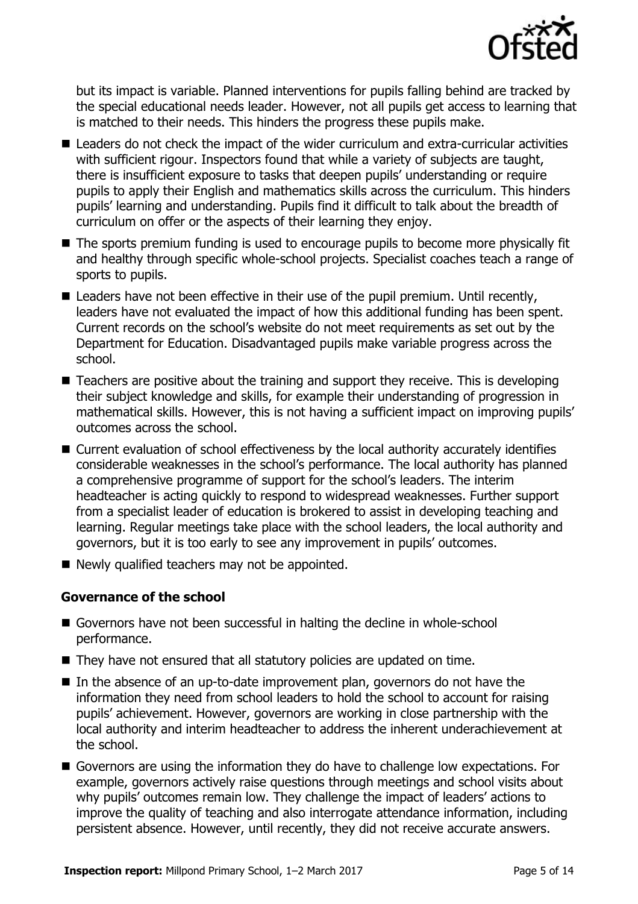but its impact is variable. Planned interventions for pupils falling behind are tracked by the special educational needs leader. However, not all pupils get access to learning that is matched to their needs. This hinders the progress these pupils make.

- Leaders do not check the impact of the wider curriculum and extra-curricular activities with sufficient rigour. Inspectors found that while a variety of subjects are taught, there is insufficient exposure to tasks that deepen pupils' understanding or require pupils to apply their English and mathematics skills across the curriculum. This hinders pupils' learning and understanding. Pupils find it difficult to talk about the breadth of curriculum on offer or the aspects of their learning they enjoy.
- The sports premium funding is used to encourage pupils to become more physically fit and healthy through specific whole-school projects. Specialist coaches teach a range of sports to pupils.
- Leaders have not been effective in their use of the pupil premium. Until recently, leaders have not evaluated the impact of how this additional funding has been spent. Current records on the school's website do not meet requirements as set out by the Department for Education. Disadvantaged pupils make variable progress across the school.
- Teachers are positive about the training and support they receive. This is developing their subject knowledge and skills, for example their understanding of progression in mathematical skills. However, this is not having a sufficient impact on improving pupils' outcomes across the school.
- Current evaluation of school effectiveness by the local authority accurately identifies considerable weaknesses in the school's performance. The local authority has planned a comprehensive programme of support for the school's leaders. The interim headteacher is acting quickly to respond to widespread weaknesses. Further support from a specialist leader of education is brokered to assist in developing teaching and learning. Regular meetings take place with the school leaders, the local authority and governors, but it is too early to see any improvement in pupils' outcomes.
- Newly qualified teachers may not be appointed.

### Governance of the school

- Governors have not been successful in halting the decline in whole-school performance.
- They have not ensured that all statutory policies are updated on time.
- In the absence of an up-to-date improvement plan, governors do not have the information they need from school leaders to hold the school to account for raising pupils' achievement. However, governors are working in close partnership with the local authority and interim headteacher to address the inherent underachievement at the school.
- Governors are using the information they do have to challenge low expectations. For example, governors actively raise questions through meetings and school visits about why pupils' outcomes remain low. They challenge the impact of leaders' actions to improve the quality of teaching and also interrogate attendance information, including persistent absence. However, until recently, they did not receive accurate answers.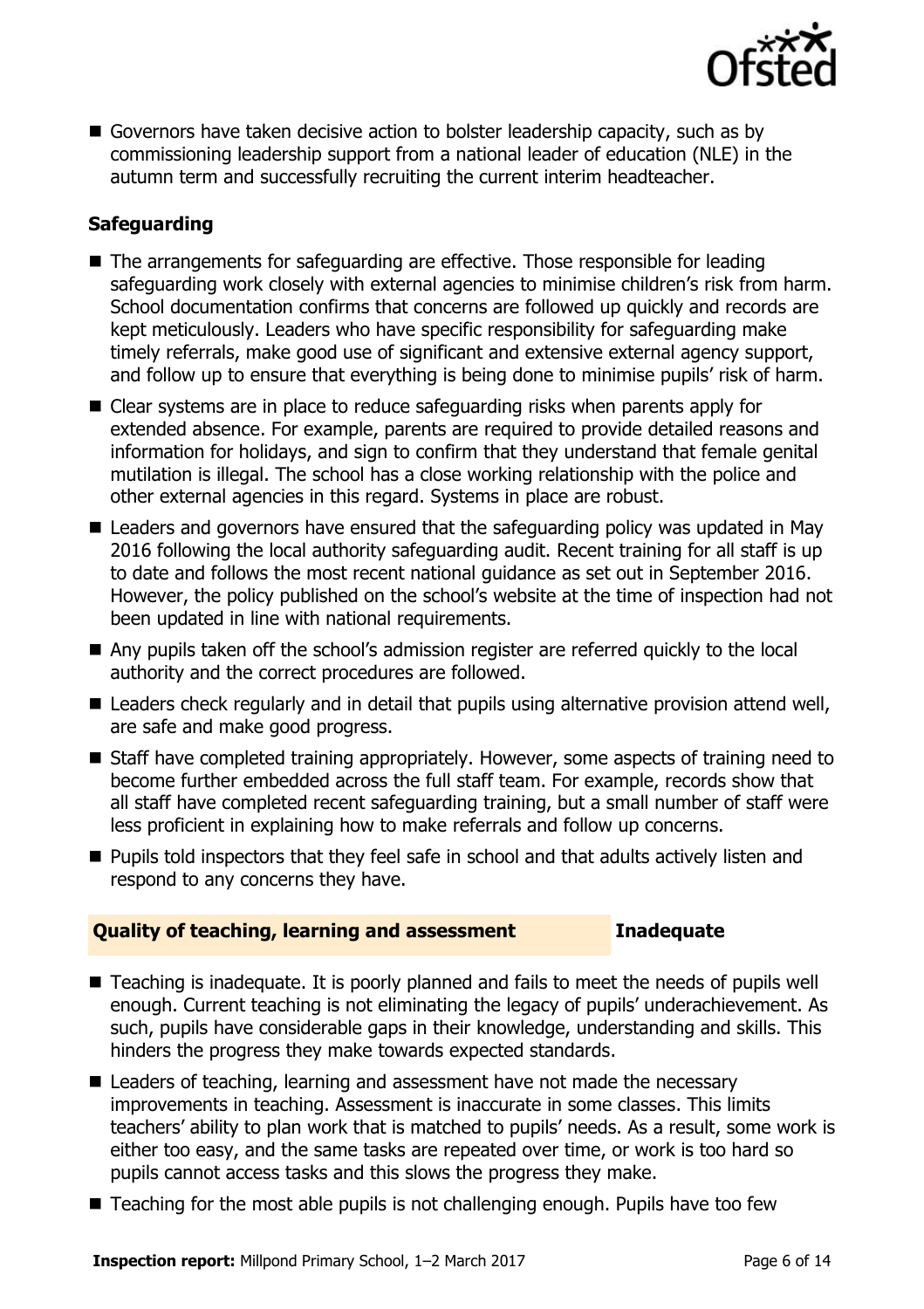- Governors have taken decisive action to bolster leadership capacity, such as by commissioning leadership support from a national leader of education (NLE) in the autumn term and successfully recruiting the current interim headteacher.

### Safeguarding

- The arrangements for safeguarding are effective. Those responsible for leading safeguarding work closely with external agencies to minimise children's risk from harm. School documentation confirms that concerns are followed up quickly and records are kept meticulously. Leaders who have specific responsibility for safeguarding make timely referrals, make good use of significant and extensive external agency support, and follow up to ensure that everything is being done to minimise pupils' risk of harm.
- Clear systems are in place to reduce safeguarding risks when parents apply for extended absence. For example, parents are required to provide detailed reasons and information for holidays, and sign to confirm that they understand that female genital mutilation is illegal. The school has a close working relationship with the police and other external agencies in this regard. Systems in place are robust.
- Leaders and governors have ensured that the safeguarding policy was updated in May 2016 following the local authority safeguarding audit. Recent training for all staff is up to date and follows the most recent national guidance as set out in September 2016. However, the policy published on the school's website at the time of inspection had not been updated in line with national requirements.
- Any pupils taken off the school's admission register are referred quickly to the local authority and the correct procedures are followed.
- Leaders check regularly and in detail that pupils using alternative provision attend well, are safe and make good progress.
- Staff have completed training appropriately. However, some aspects of training need to become further embedded across the full staff team. For example, records show that all staff have completed recent safeguarding training, but a small number of staff were less proficient in explaining how to make referrals and follow up concerns.
- Pupils told inspectors that they feel safe in school and that adults actively listen and respond to any concerns they have.

| **Quality of teaching, learning and assessment** | **Inadequate** |
|---|---|

- Teaching is inadequate. It is poorly planned and fails to meet the needs of pupils well enough. Current teaching is not eliminating the legacy of pupils' underachievement. As such, pupils have considerable gaps in their knowledge, understanding and skills. This hinders the progress they make towards expected standards.
- Leaders of teaching, learning and assessment have not made the necessary improvements in teaching. Assessment is inaccurate in some classes. This limits teachers' ability to plan work that is matched to pupils' needs. As a result, some work is either too easy, and the same tasks are repeated over time, or work is too hard so pupils cannot access tasks and this slows the progress they make.
- Teaching for the most able pupils is not challenging enough. Pupils have too few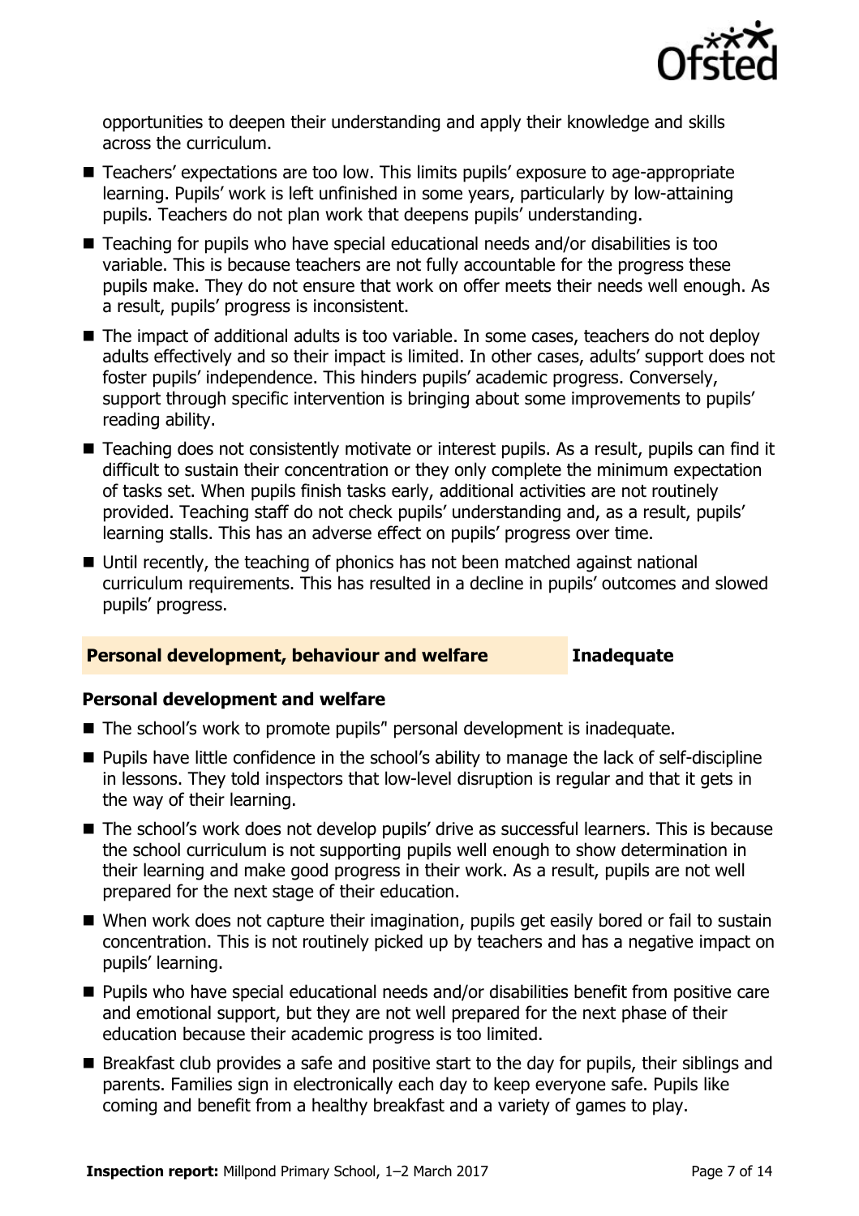opportunities to deepen their understanding and apply their knowledge and skills across the curriculum.

- Teachers' expectations are too low. This limits pupils' exposure to age-appropriate learning. Pupils' work is left unfinished in some years, particularly by low-attaining pupils. Teachers do not plan work that deepens pupils' understanding.
- Teaching for pupils who have special educational needs and/or disabilities is too variable. This is because teachers are not fully accountable for the progress these pupils make. They do not ensure that work on offer meets their needs well enough. As a result, pupils' progress is inconsistent.
- The impact of additional adults is too variable. In some cases, teachers do not deploy adults effectively and so their impact is limited. In other cases, adults' support does not foster pupils' independence. This hinders pupils' academic progress. Conversely, support through specific intervention is bringing about some improvements to pupils' reading ability.
- Teaching does not consistently motivate or interest pupils. As a result, pupils can find it difficult to sustain their concentration or they only complete the minimum expectation of tasks set. When pupils finish tasks early, additional activities are not routinely provided. Teaching staff do not check pupils' understanding and, as a result, pupils' learning stalls. This has an adverse effect on pupils' progress over time.
- Until recently, the teaching of phonics has not been matched against national curriculum requirements. This has resulted in a decline in pupils' outcomes and slowed pupils' progress.

## Personal development, behaviour and welfare — Inadequate

### Personal development and welfare

- The school's work to promote pupils" personal development is inadequate.
- Pupils have little confidence in the school's ability to manage the lack of self-discipline in lessons. They told inspectors that low-level disruption is regular and that it gets in the way of their learning.
- The school's work does not develop pupils' drive as successful learners. This is because the school curriculum is not supporting pupils well enough to show determination in their learning and make good progress in their work. As a result, pupils are not well prepared for the next stage of their education.
- When work does not capture their imagination, pupils get easily bored or fail to sustain concentration. This is not routinely picked up by teachers and has a negative impact on pupils' learning.
- Pupils who have special educational needs and/or disabilities benefit from positive care and emotional support, but they are not well prepared for the next phase of their education because their academic progress is too limited.
- Breakfast club provides a safe and positive start to the day for pupils, their siblings and parents. Families sign in electronically each day to keep everyone safe. Pupils like coming and benefit from a healthy breakfast and a variety of games to play.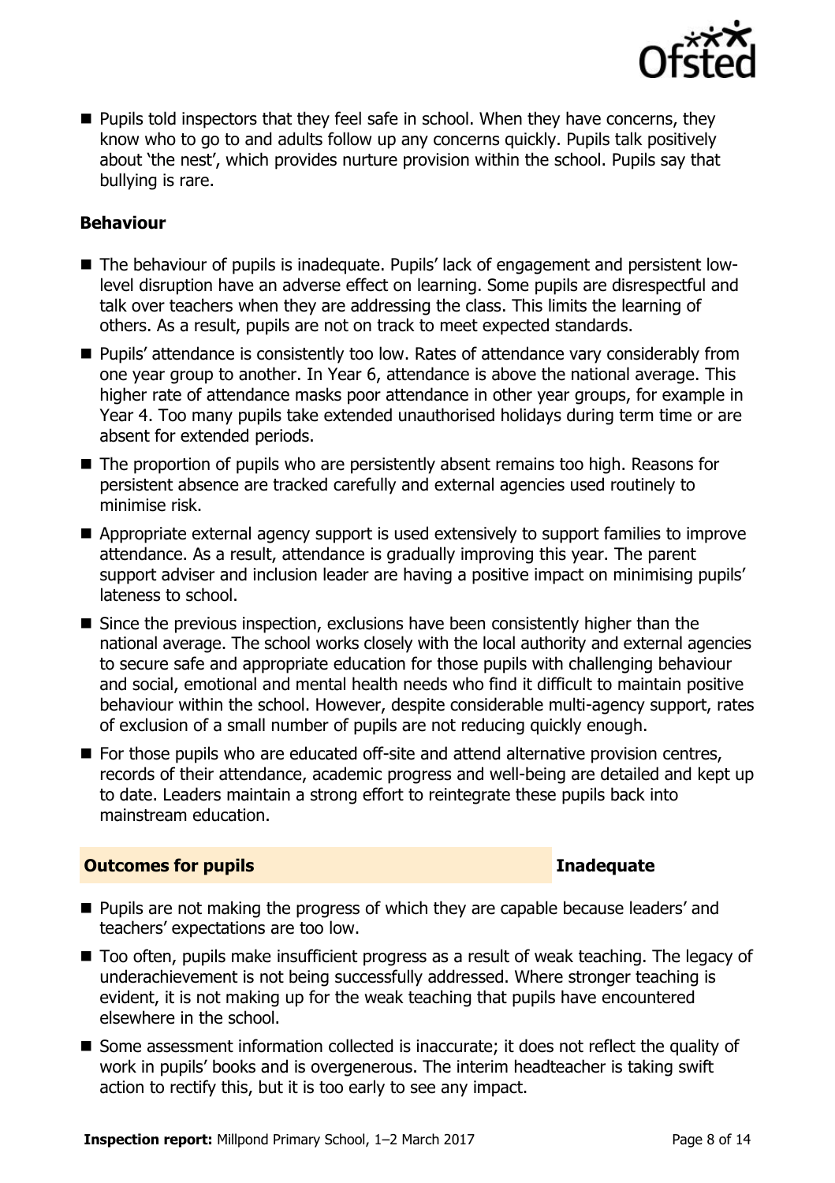- Pupils told inspectors that they feel safe in school. When they have concerns, they know who to go to and adults follow up any concerns quickly. Pupils talk positively about 'the nest', which provides nurture provision within the school. Pupils say that bullying is rare.

### Behaviour

- The behaviour of pupils is inadequate. Pupils' lack of engagement and persistent low-level disruption have an adverse effect on learning. Some pupils are disrespectful and talk over teachers when they are addressing the class. This limits the learning of others. As a result, pupils are not on track to meet expected standards.
- Pupils' attendance is consistently too low. Rates of attendance vary considerably from one year group to another. In Year 6, attendance is above the national average. This higher rate of attendance masks poor attendance in other year groups, for example in Year 4. Too many pupils take extended unauthorised holidays during term time or are absent for extended periods.
- The proportion of pupils who are persistently absent remains too high. Reasons for persistent absence are tracked carefully and external agencies used routinely to minimise risk.
- Appropriate external agency support is used extensively to support families to improve attendance. As a result, attendance is gradually improving this year. The parent support adviser and inclusion leader are having a positive impact on minimising pupils' lateness to school.
- Since the previous inspection, exclusions have been consistently higher than the national average. The school works closely with the local authority and external agencies to secure safe and appropriate education for those pupils with challenging behaviour and social, emotional and mental health needs who find it difficult to maintain positive behaviour within the school. However, despite considerable multi-agency support, rates of exclusion of a small number of pupils are not reducing quickly enough.
- For those pupils who are educated off-site and attend alternative provision centres, records of their attendance, academic progress and well-being are detailed and kept up to date. Leaders maintain a strong effort to reintegrate these pupils back into mainstream education.

## Outcomes for pupils — Inadequate

- Pupils are not making the progress of which they are capable because leaders' and teachers' expectations are too low.
- Too often, pupils make insufficient progress as a result of weak teaching. The legacy of underachievement is not being successfully addressed. Where stronger teaching is evident, it is not making up for the weak teaching that pupils have encountered elsewhere in the school.
- Some assessment information collected is inaccurate; it does not reflect the quality of work in pupils' books and is overgenerous. The interim headteacher is taking swift action to rectify this, but it is too early to see any impact.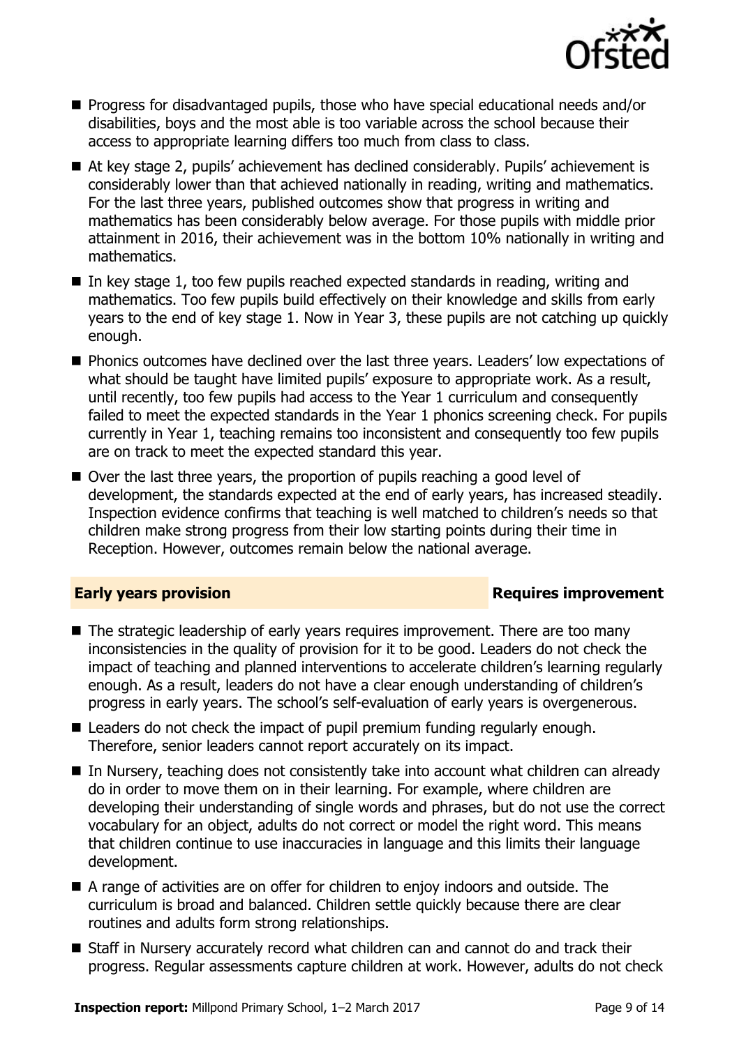- Progress for disadvantaged pupils, those who have special educational needs and/or disabilities, boys and the most able is too variable across the school because their access to appropriate learning differs too much from class to class.
- At key stage 2, pupils' achievement has declined considerably. Pupils' achievement is considerably lower than that achieved nationally in reading, writing and mathematics. For the last three years, published outcomes show that progress in writing and mathematics has been considerably below average. For those pupils with middle prior attainment in 2016, their achievement was in the bottom 10% nationally in writing and mathematics.
- In key stage 1, too few pupils reached expected standards in reading, writing and mathematics. Too few pupils build effectively on their knowledge and skills from early years to the end of key stage 1. Now in Year 3, these pupils are not catching up quickly enough.
- Phonics outcomes have declined over the last three years. Leaders' low expectations of what should be taught have limited pupils' exposure to appropriate work. As a result, until recently, too few pupils had access to the Year 1 curriculum and consequently failed to meet the expected standards in the Year 1 phonics screening check. For pupils currently in Year 1, teaching remains too inconsistent and consequently too few pupils are on track to meet the expected standard this year.
- Over the last three years, the proportion of pupils reaching a good level of development, the standards expected at the end of early years, has increased steadily. Inspection evidence confirms that teaching is well matched to children's needs so that children make strong progress from their low starting points during their time in Reception. However, outcomes remain below the national average.

## Early years provision — Requires improvement

- The strategic leadership of early years requires improvement. There are too many inconsistencies in the quality of provision for it to be good. Leaders do not check the impact of teaching and planned interventions to accelerate children's learning regularly enough. As a result, leaders do not have a clear enough understanding of children's progress in early years. The school's self-evaluation of early years is overgenerous.
- Leaders do not check the impact of pupil premium funding regularly enough. Therefore, senior leaders cannot report accurately on its impact.
- In Nursery, teaching does not consistently take into account what children can already do in order to move them on in their learning. For example, where children are developing their understanding of single words and phrases, but do not use the correct vocabulary for an object, adults do not correct or model the right word. This means that children continue to use inaccuracies in language and this limits their language development.
- A range of activities are on offer for children to enjoy indoors and outside. The curriculum is broad and balanced. Children settle quickly because there are clear routines and adults form strong relationships.
- Staff in Nursery accurately record what children can and cannot do and track their progress. Regular assessments capture children at work. However, adults do not check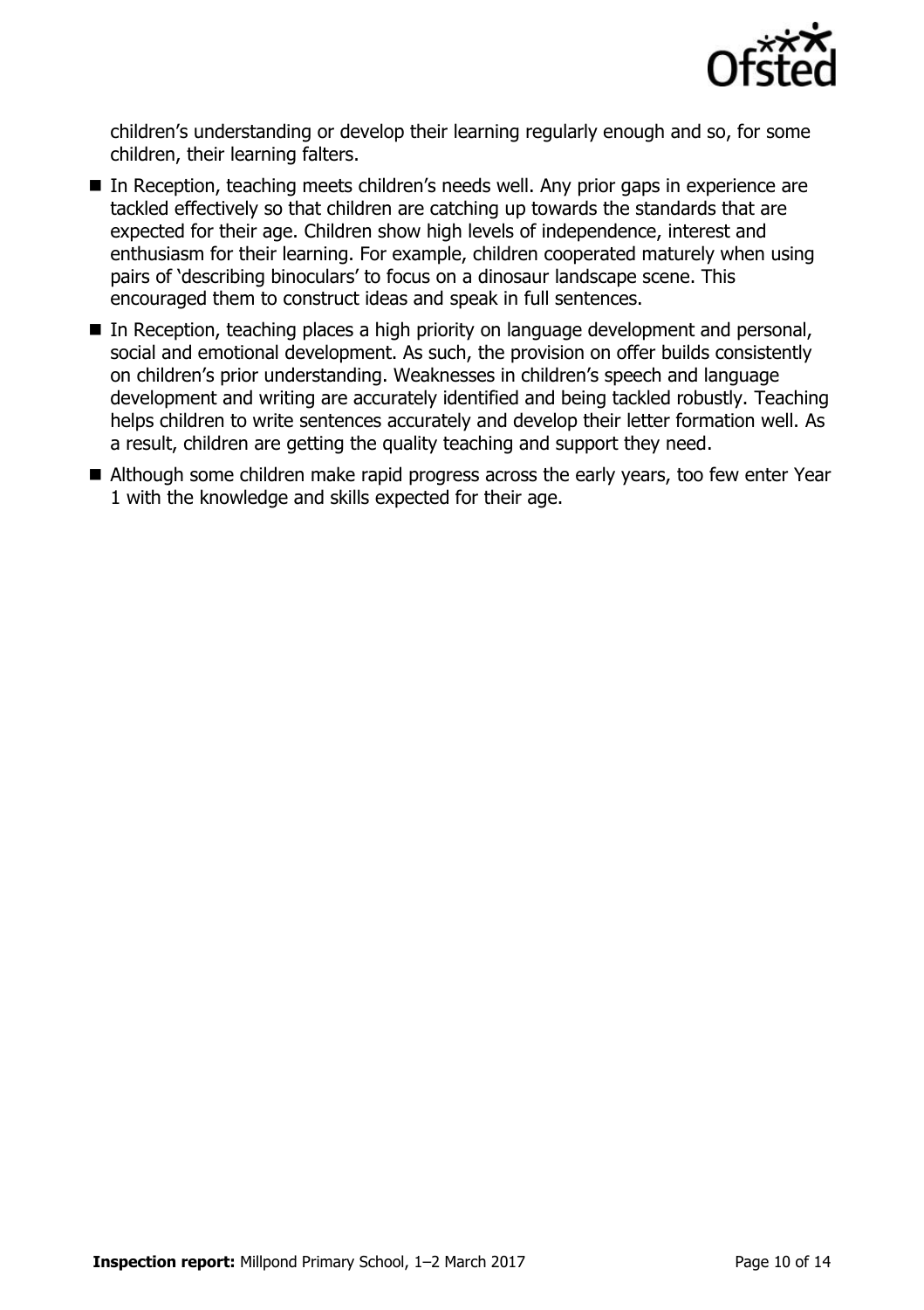children's understanding or develop their learning regularly enough and so, for some children, their learning falters.

- In Reception, teaching meets children's needs well. Any prior gaps in experience are tackled effectively so that children are catching up towards the standards that are expected for their age. Children show high levels of independence, interest and enthusiasm for their learning. For example, children cooperated maturely when using pairs of 'describing binoculars' to focus on a dinosaur landscape scene. This encouraged them to construct ideas and speak in full sentences.
- In Reception, teaching places a high priority on language development and personal, social and emotional development. As such, the provision on offer builds consistently on children's prior understanding. Weaknesses in children's speech and language development and writing are accurately identified and being tackled robustly. Teaching helps children to write sentences accurately and develop their letter formation well. As a result, children are getting the quality teaching and support they need.
- Although some children make rapid progress across the early years, too few enter Year 1 with the knowledge and skills expected for their age.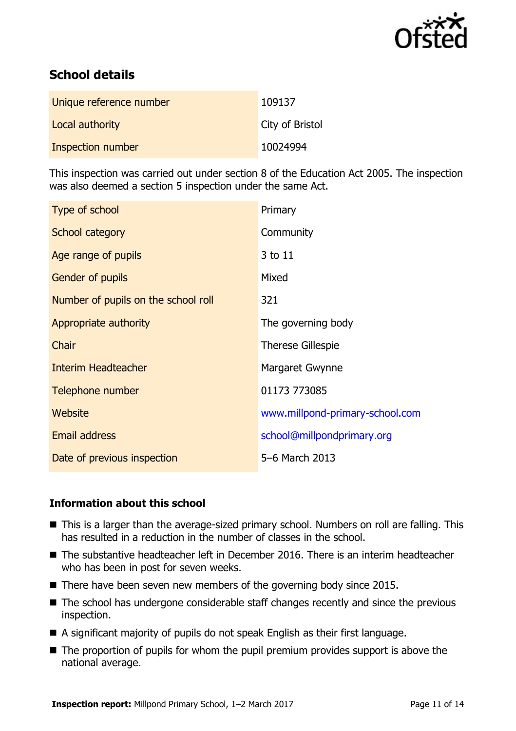## School details

| Unique reference number | 109137 |
|---|---|
| Local authority | City of Bristol |
| Inspection number | 10024994 |

This inspection was carried out under section 8 of the Education Act 2005. The inspection was also deemed a section 5 inspection under the same Act.

| Type of school | Primary |
|---|---|
| School category | Community |
| Age range of pupils | 3 to 11 |
| Gender of pupils | Mixed |
| Number of pupils on the school roll | 321 |
| Appropriate authority | The governing body |
| Chair | Therese Gillespie |
| Interim Headteacher | Margaret Gwynne |
| Telephone number | 01173 773085 |
| Website | www.millpond-primary-school.com |
| Email address | school@millpondprimary.org |
| Date of previous inspection | 5–6 March 2013 |

### Information about this school

- This is a larger than the average-sized primary school. Numbers on roll are falling. This has resulted in a reduction in the number of classes in the school.
- The substantive headteacher left in December 2016. There is an interim headteacher who has been in post for seven weeks.
- There have been seven new members of the governing body since 2015.
- The school has undergone considerable staff changes recently and since the previous inspection.
- A significant majority of pupils do not speak English as their first language.
- The proportion of pupils for whom the pupil premium provides support is above the national average.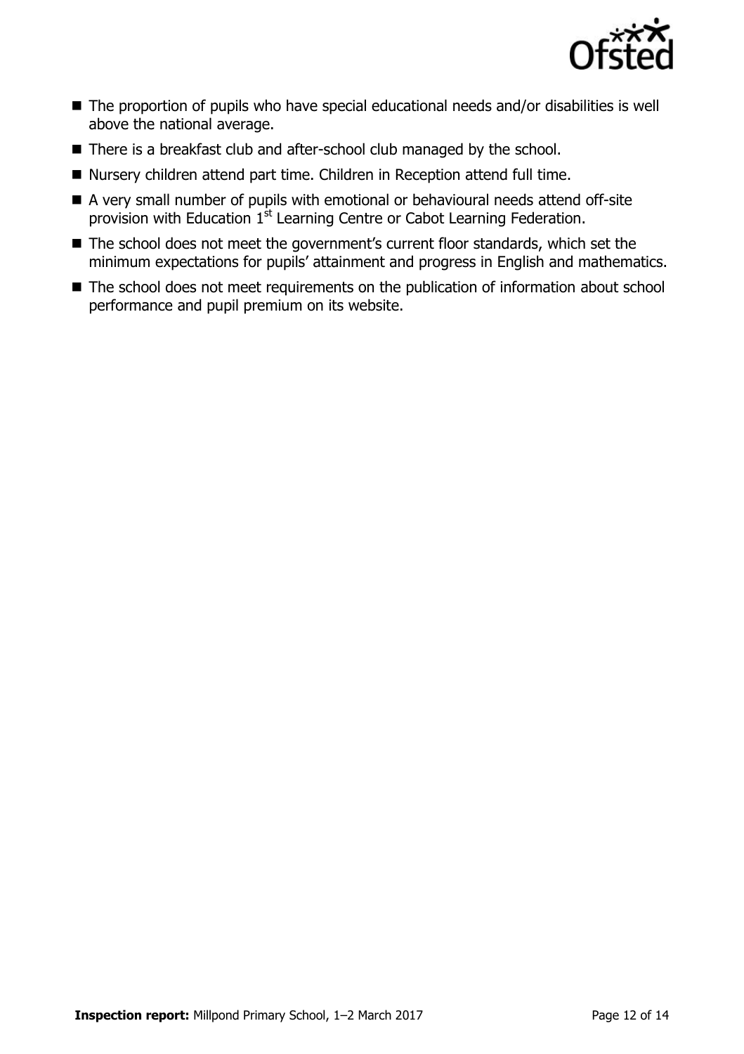- The proportion of pupils who have special educational needs and/or disabilities is well above the national average.
- There is a breakfast club and after-school club managed by the school.
- Nursery children attend part time. Children in Reception attend full time.
- A very small number of pupils with emotional or behavioural needs attend off-site provision with Education 1st Learning Centre or Cabot Learning Federation.
- The school does not meet the government's current floor standards, which set the minimum expectations for pupils' attainment and progress in English and mathematics.
- The school does not meet requirements on the publication of information about school performance and pupil premium on its website.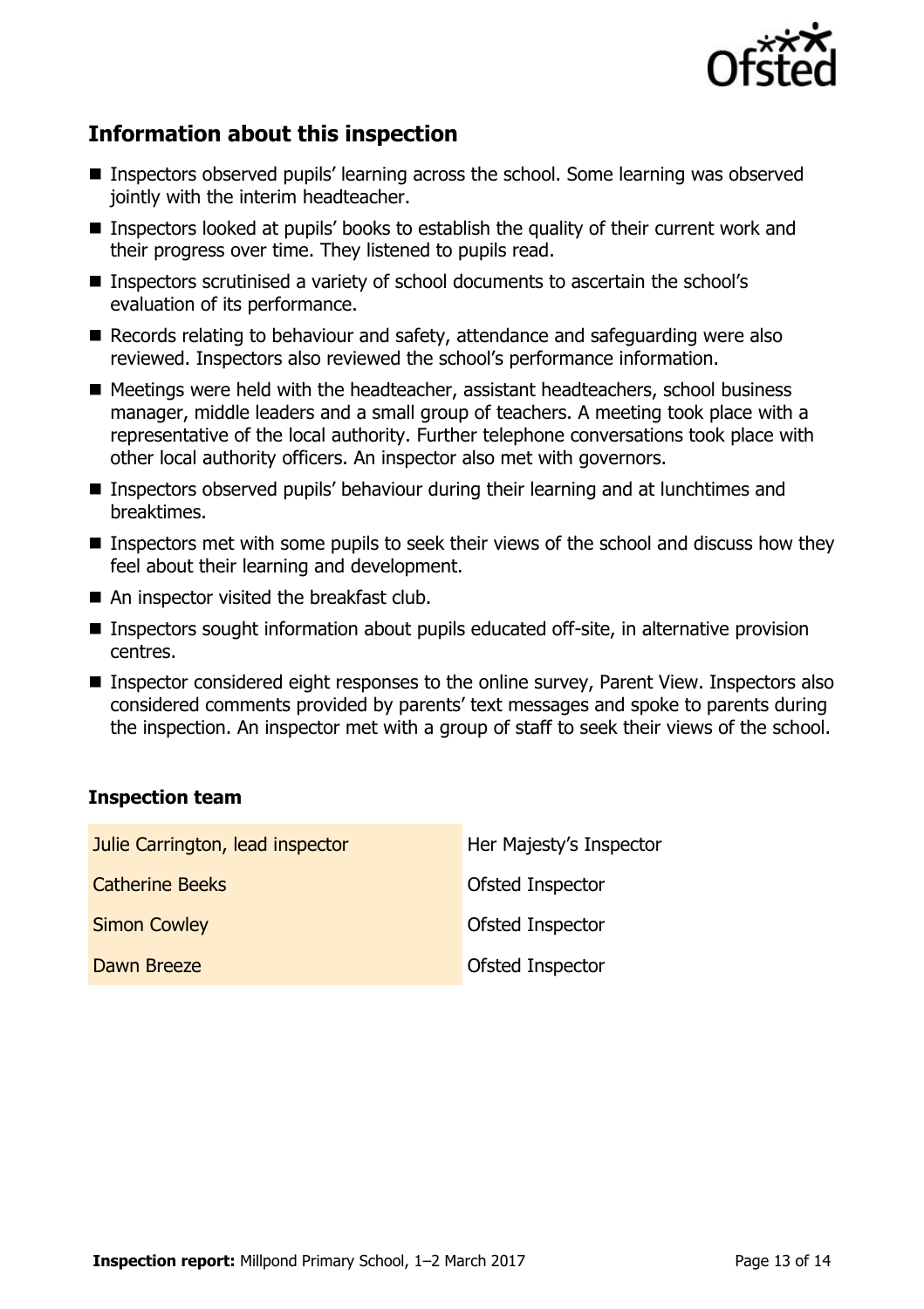## Information about this inspection

- Inspectors observed pupils' learning across the school. Some learning was observed jointly with the interim headteacher.
- Inspectors looked at pupils' books to establish the quality of their current work and their progress over time. They listened to pupils read.
- Inspectors scrutinised a variety of school documents to ascertain the school's evaluation of its performance.
- Records relating to behaviour and safety, attendance and safeguarding were also reviewed. Inspectors also reviewed the school's performance information.
- Meetings were held with the headteacher, assistant headteachers, school business manager, middle leaders and a small group of teachers. A meeting took place with a representative of the local authority. Further telephone conversations took place with other local authority officers. An inspector also met with governors.
- Inspectors observed pupils' behaviour during their learning and at lunchtimes and breaktimes.
- Inspectors met with some pupils to seek their views of the school and discuss how they feel about their learning and development.
- An inspector visited the breakfast club.
- Inspectors sought information about pupils educated off-site, in alternative provision centres.
- Inspector considered eight responses to the online survey, Parent View. Inspectors also considered comments provided by parents' text messages and spoke to parents during the inspection. An inspector met with a group of staff to seek their views of the school.

### Inspection team

| | |
|---|---|
| Julie Carrington, lead inspector | Her Majesty's Inspector |
| Catherine Beeks | Ofsted Inspector |
| Simon Cowley | Ofsted Inspector |
| Dawn Breeze | Ofsted Inspector |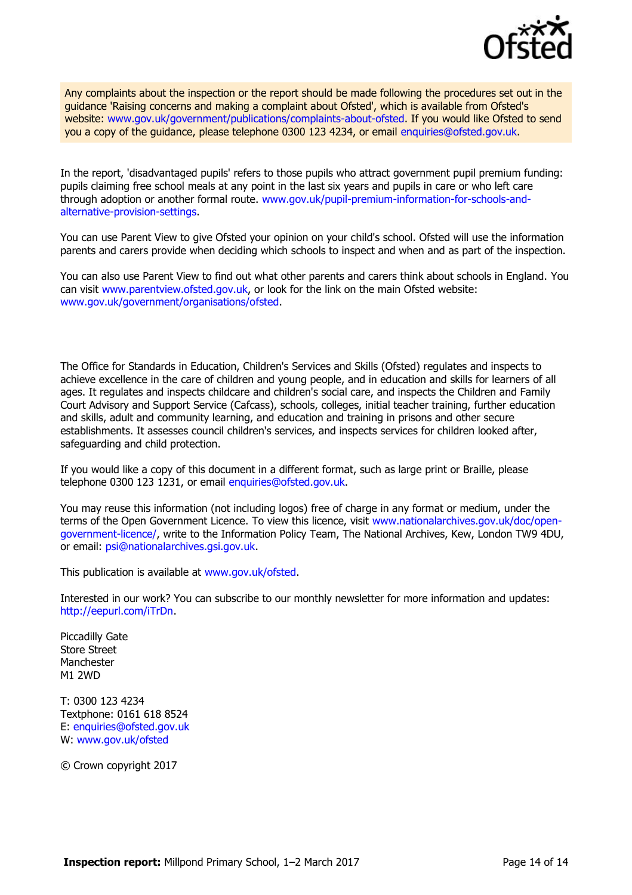Any complaints about the inspection or the report should be made following the procedures set out in the guidance 'Raising concerns and making a complaint about Ofsted', which is available from Ofsted's website: www.gov.uk/government/publications/complaints-about-ofsted. If you would like Ofsted to send you a copy of the guidance, please telephone 0300 123 4234, or email enquiries@ofsted.gov.uk.

In the report, 'disadvantaged pupils' refers to those pupils who attract government pupil premium funding: pupils claiming free school meals at any point in the last six years and pupils in care or who left care through adoption or another formal route. www.gov.uk/pupil-premium-information-for-schools-and-alternative-provision-settings.

You can use Parent View to give Ofsted your opinion on your child's school. Ofsted will use the information parents and carers provide when deciding which schools to inspect and when and as part of the inspection.

You can also use Parent View to find out what other parents and carers think about schools in England. You can visit www.parentview.ofsted.gov.uk, or look for the link on the main Ofsted website: www.gov.uk/government/organisations/ofsted.

The Office for Standards in Education, Children's Services and Skills (Ofsted) regulates and inspects to achieve excellence in the care of children and young people, and in education and skills for learners of all ages. It regulates and inspects childcare and children's social care, and inspects the Children and Family Court Advisory and Support Service (Cafcass), schools, colleges, initial teacher training, further education and skills, adult and community learning, and education and training in prisons and other secure establishments. It assesses council children's services, and inspects services for children looked after, safeguarding and child protection.

If you would like a copy of this document in a different format, such as large print or Braille, please telephone 0300 123 1231, or email enquiries@ofsted.gov.uk.

You may reuse this information (not including logos) free of charge in any format or medium, under the terms of the Open Government Licence. To view this licence, visit www.nationalarchives.gov.uk/doc/open-government-licence/, write to the Information Policy Team, The National Archives, Kew, London TW9 4DU, or email: psi@nationalarchives.gsi.gov.uk.

This publication is available at www.gov.uk/ofsted.

Interested in our work? You can subscribe to our monthly newsletter for more information and updates: http://eepurl.com/iTrDn.

Piccadilly Gate
Store Street
Manchester
M1 2WD

T: 0300 123 4234
Textphone: 0161 618 8524
E: enquiries@ofsted.gov.uk
W: www.gov.uk/ofsted

© Crown copyright 2017